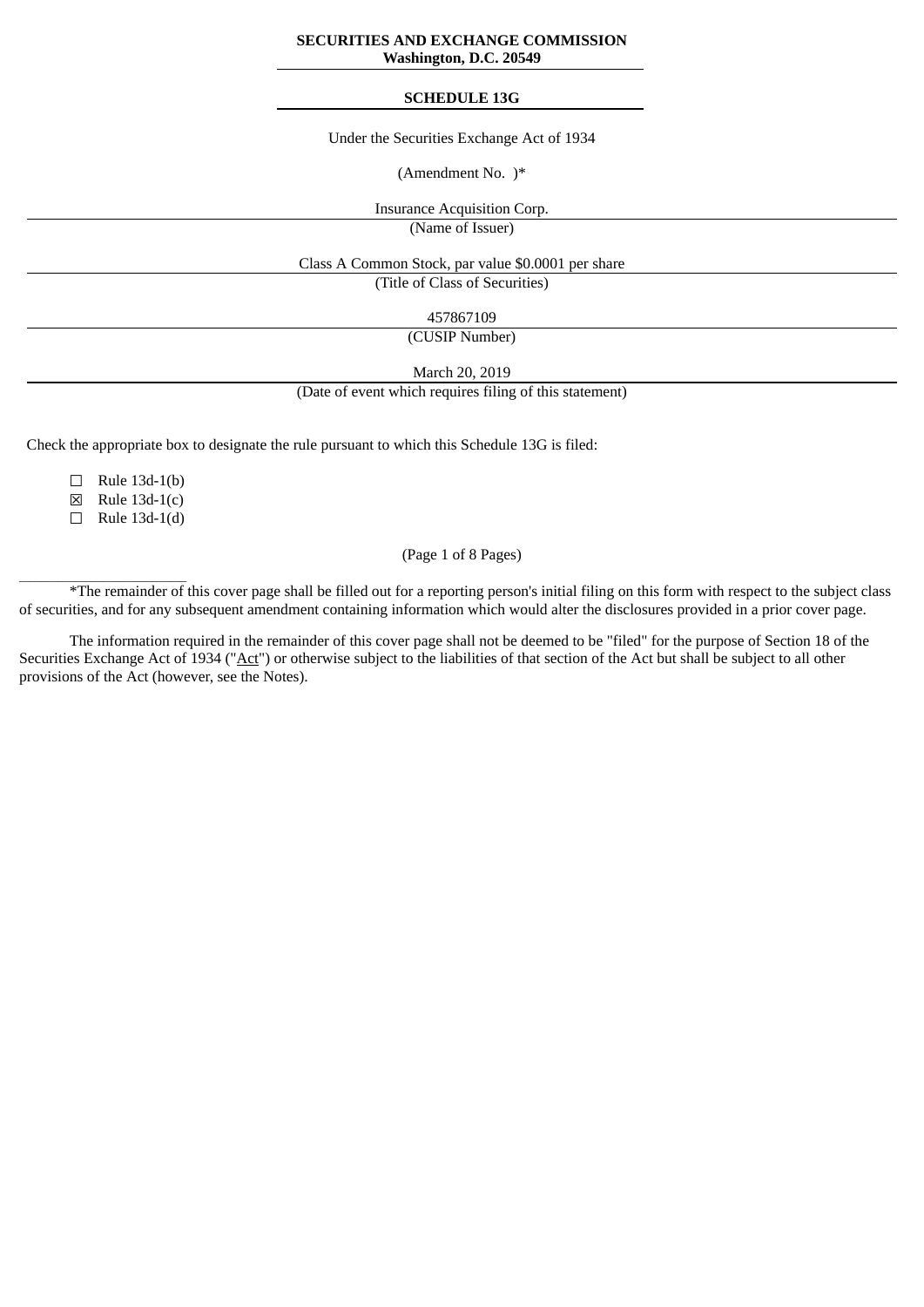**SECURITIES AND EXCHANGE COMMISSION**
**Washington, D.C. 20549**

**SCHEDULE 13G**

Under the Securities Exchange Act of 1934

(Amendment No. )*

Insurance Acquisition Corp.
(Name of Issuer)

Class A Common Stock, par value $0.0001 per share
(Title of Class of Securities)

457867109
(CUSIP Number)

March 20, 2019
(Date of event which requires filing of this statement)

Check the appropriate box to designate the rule pursuant to which this Schedule 13G is filed:

☐ Rule 13d-1(b)
☒ Rule 13d-1(c)
☐ Rule 13d-1(d)

*The remainder of this cover page shall be filled out for a reporting person's initial filing on this form with respect to the subject class of securities, and for any subsequent amendment containing information which would alter the disclosures provided in a prior cover page.

The information required in the remainder of this cover page shall not be deemed to be "filed" for the purpose of Section 18 of the Securities Exchange Act of 1934 ("Act") or otherwise subject to the liabilities of that section of the Act but shall be subject to all other provisions of the Act (however, see the Notes).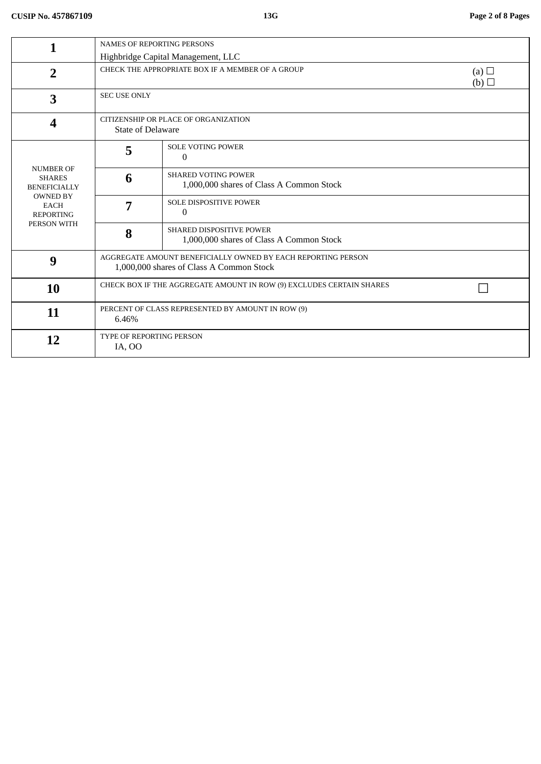CUSIP No. 457867109 | 13G

| | | | |
|---|---|---|---|
| 1 | NAMES OF REPORTING PERSONS<br>Highbridge Capital Management, LLC | | |
| 2 | CHECK THE APPROPRIATE BOX IF A MEMBER OF A GROUP | | (a) ☐<br>(b) ☐ |
| 3 | SEC USE ONLY | | |
| 4 | CITIZENSHIP OR PLACE OF ORGANIZATION<br>State of Delaware | | |
| NUMBER OF SHARES BENEFICIALLY OWNED BY EACH REPORTING PERSON WITH | 5 | SOLE VOTING POWER<br>0 | |
| | 6 | SHARED VOTING POWER<br>1,000,000 shares of Class A Common Stock | |
| | 7 | SOLE DISPOSITIVE POWER<br>0 | |
| | 8 | SHARED DISPOSITIVE POWER<br>1,000,000 shares of Class A Common Stock | |
| 9 | AGGREGATE AMOUNT BENEFICIALLY OWNED BY EACH REPORTING PERSON<br>1,000,000 shares of Class A Common Stock | | |
| 10 | CHECK BOX IF THE AGGREGATE AMOUNT IN ROW (9) EXCLUDES CERTAIN SHARES | | ☐ |
| 11 | PERCENT OF CLASS REPRESENTED BY AMOUNT IN ROW (9)<br>6.46% | | |
| 12 | TYPE OF REPORTING PERSON<br>IA, OO | | |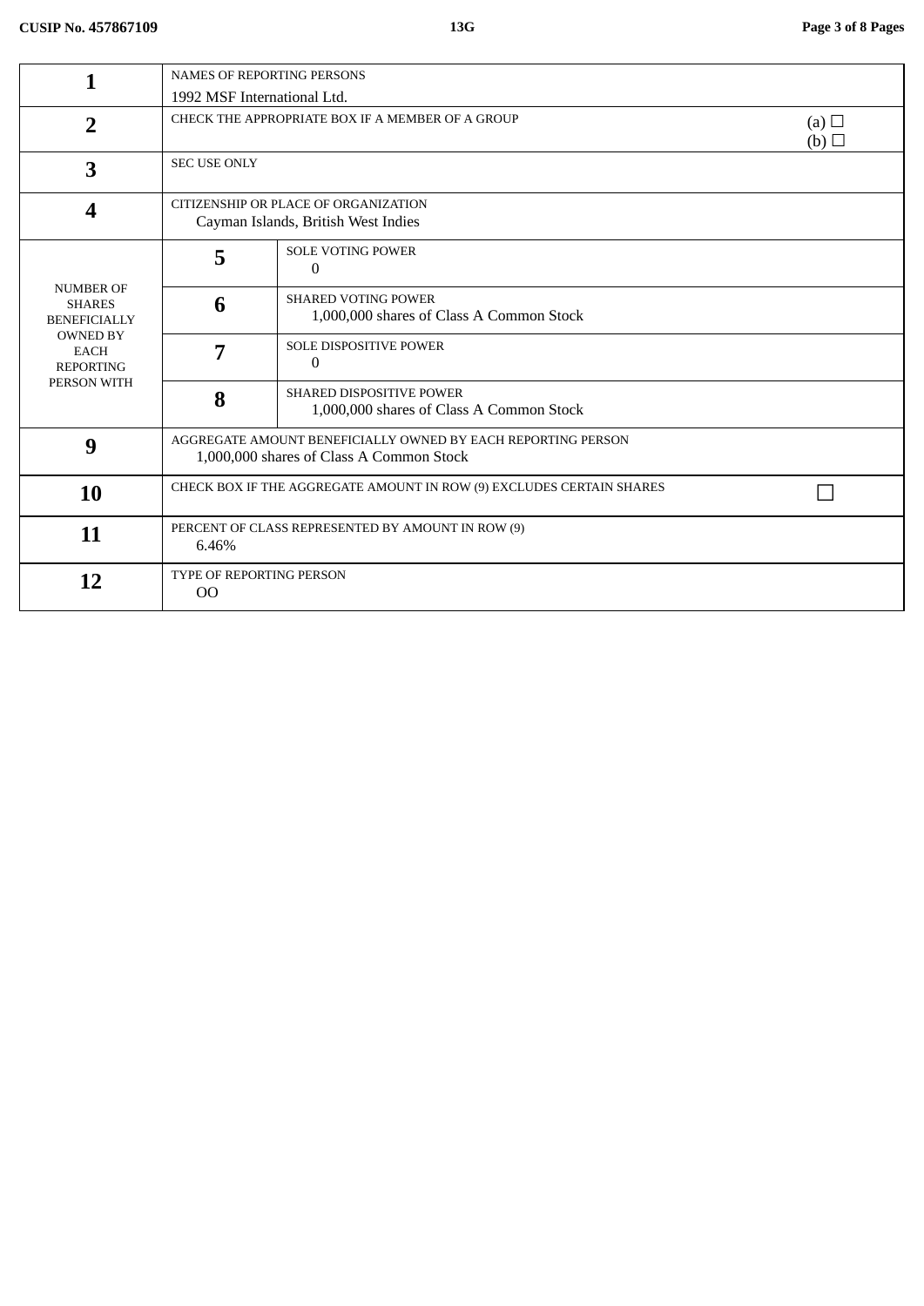| | | | |
|---|---|---|---|
| **1** | NAMES OF REPORTING PERSONS<br>1992 MSF International Ltd. | | |
| **2** | CHECK THE APPROPRIATE BOX IF A MEMBER OF A GROUP | | (a) ☐<br>(b) ☐ |
| **3** | SEC USE ONLY | | |
| **4** | CITIZENSHIP OR PLACE OF ORGANIZATION<br>Cayman Islands, British West Indies | | |
| NUMBER OF SHARES BENEFICIALLY OWNED BY EACH REPORTING PERSON WITH | **5** | SOLE VOTING POWER<br>0 | |
| | **6** | SHARED VOTING POWER<br>1,000,000 shares of Class A Common Stock | |
| | **7** | SOLE DISPOSITIVE POWER<br>0 | |
| | **8** | SHARED DISPOSITIVE POWER<br>1,000,000 shares of Class A Common Stock | |
| **9** | AGGREGATE AMOUNT BENEFICIALLY OWNED BY EACH REPORTING PERSON<br>1,000,000 shares of Class A Common Stock | | |
| **10** | CHECK BOX IF THE AGGREGATE AMOUNT IN ROW (9) EXCLUDES CERTAIN SHARES | | ☐ |
| **11** | PERCENT OF CLASS REPRESENTED BY AMOUNT IN ROW (9)<br>6.46% | | |
| **12** | TYPE OF REPORTING PERSON<br>OO | | |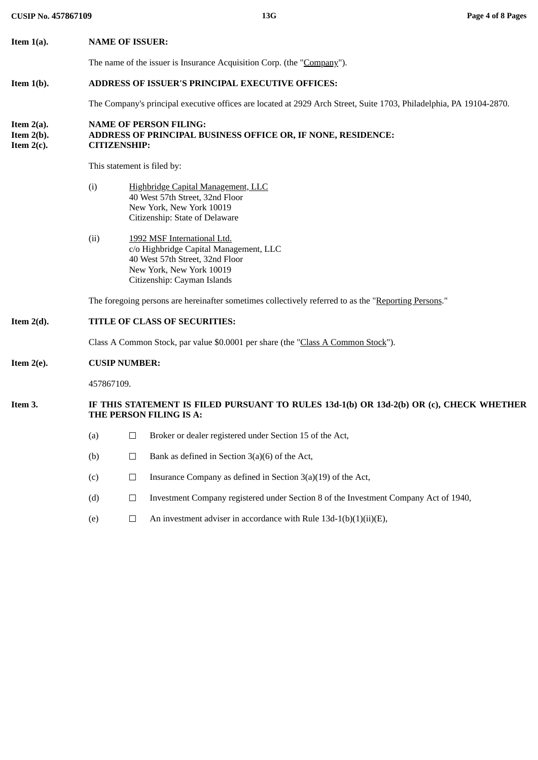**Item 1(a). NAME OF ISSUER:**

The name of the issuer is Insurance Acquisition Corp. (the "Company").

**Item 1(b). ADDRESS OF ISSUER'S PRINCIPAL EXECUTIVE OFFICES:**

The Company's principal executive offices are located at 2929 Arch Street, Suite 1703, Philadelphia, PA 19104-2870.

**Item 2(a). NAME OF PERSON FILING:**
**Item 2(b). ADDRESS OF PRINCIPAL BUSINESS OFFICE OR, IF NONE, RESIDENCE:**
**Item 2(c). CITIZENSHIP:**

This statement is filed by:

(i) Highbridge Capital Management, LLC
40 West 57th Street, 32nd Floor
New York, New York 10019
Citizenship: State of Delaware

(ii) 1992 MSF International Ltd.
c/o Highbridge Capital Management, LLC
40 West 57th Street, 32nd Floor
New York, New York 10019
Citizenship: Cayman Islands

The foregoing persons are hereinafter sometimes collectively referred to as the "Reporting Persons."

**Item 2(d). TITLE OF CLASS OF SECURITIES:**

Class A Common Stock, par value $0.0001 per share (the "Class A Common Stock").

**Item 2(e). CUSIP NUMBER:**

457867109.

**Item 3. IF THIS STATEMENT IS FILED PURSUANT TO RULES 13d-1(b) OR 13d-2(b) OR (c), CHECK WHETHER THE PERSON FILING IS A:**

(a) ☐ Broker or dealer registered under Section 15 of the Act,

(b) ☐ Bank as defined in Section 3(a)(6) of the Act,

(c) ☐ Insurance Company as defined in Section 3(a)(19) of the Act,

(d) ☐ Investment Company registered under Section 8 of the Investment Company Act of 1940,

(e) ☐ An investment adviser in accordance with Rule 13d-1(b)(1)(ii)(E),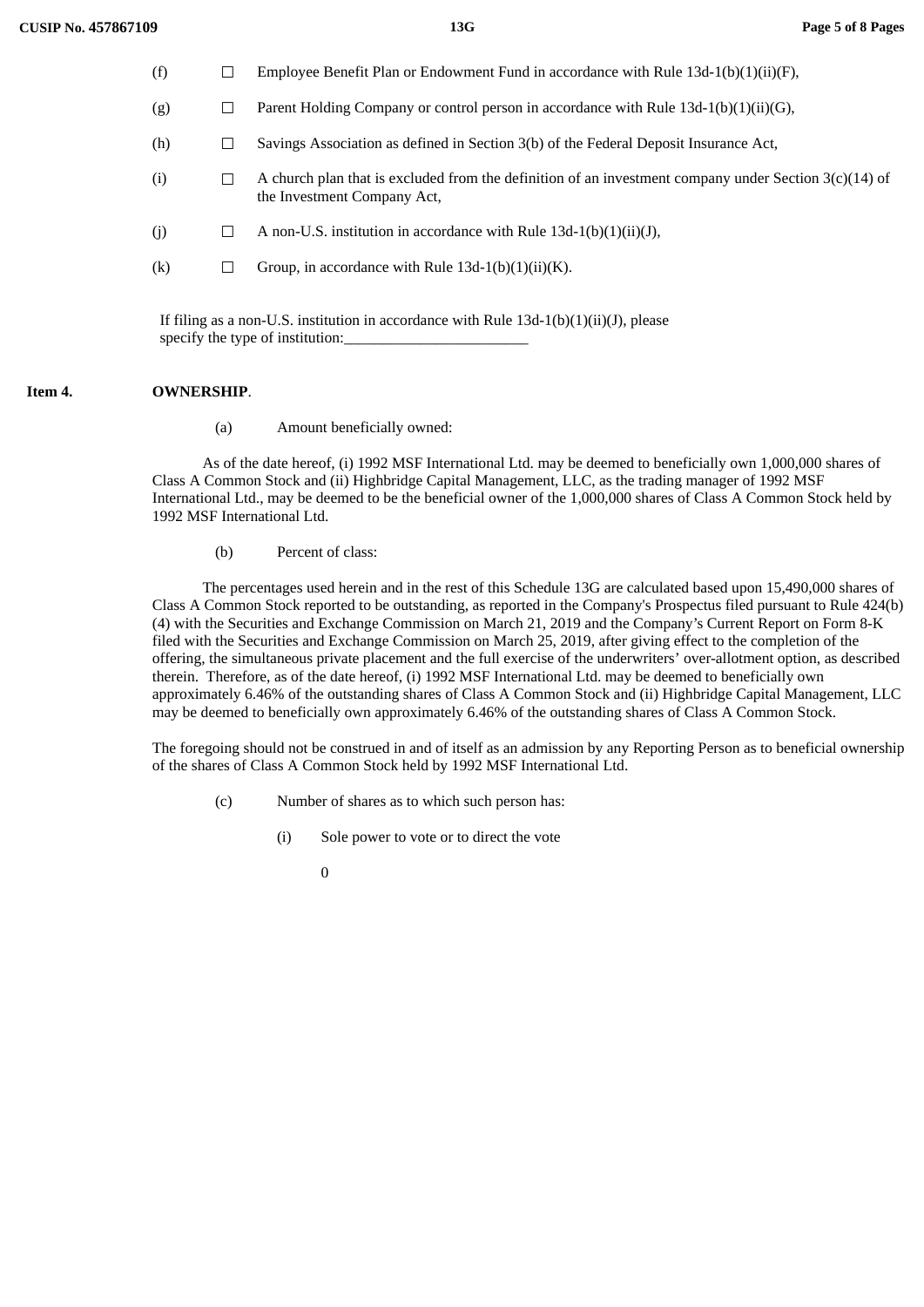(f) ☐ Employee Benefit Plan or Endowment Fund in accordance with Rule 13d-1(b)(1)(ii)(F),

(g) ☐ Parent Holding Company or control person in accordance with Rule 13d-1(b)(1)(ii)(G),

(h) ☐ Savings Association as defined in Section 3(b) of the Federal Deposit Insurance Act,

(i) ☐ A church plan that is excluded from the definition of an investment company under Section 3(c)(14) of the Investment Company Act,

(j) ☐ A non-U.S. institution in accordance with Rule 13d-1(b)(1)(ii)(J),

(k) ☐ Group, in accordance with Rule 13d-1(b)(1)(ii)(K).

If filing as a non-U.S. institution in accordance with Rule 13d-1(b)(1)(ii)(J), please specify the type of institution:________________________

**Item 4.** **OWNERSHIP**.

(a) Amount beneficially owned:

As of the date hereof, (i) 1992 MSF International Ltd. may be deemed to beneficially own 1,000,000 shares of Class A Common Stock and (ii) Highbridge Capital Management, LLC, as the trading manager of 1992 MSF International Ltd., may be deemed to be the beneficial owner of the 1,000,000 shares of Class A Common Stock held by 1992 MSF International Ltd.

(b) Percent of class:

The percentages used herein and in the rest of this Schedule 13G are calculated based upon 15,490,000 shares of Class A Common Stock reported to be outstanding, as reported in the Company's Prospectus filed pursuant to Rule 424(b)(4) with the Securities and Exchange Commission on March 21, 2019 and the Company's Current Report on Form 8-K filed with the Securities and Exchange Commission on March 25, 2019, after giving effect to the completion of the offering, the simultaneous private placement and the full exercise of the underwriters' over-allotment option, as described therein. Therefore, as of the date hereof, (i) 1992 MSF International Ltd. may be deemed to beneficially own approximately 6.46% of the outstanding shares of Class A Common Stock and (ii) Highbridge Capital Management, LLC may be deemed to beneficially own approximately 6.46% of the outstanding shares of Class A Common Stock.

The foregoing should not be construed in and of itself as an admission by any Reporting Person as to beneficial ownership of the shares of Class A Common Stock held by 1992 MSF International Ltd.

(c) Number of shares as to which such person has:

(i) Sole power to vote or to direct the vote

0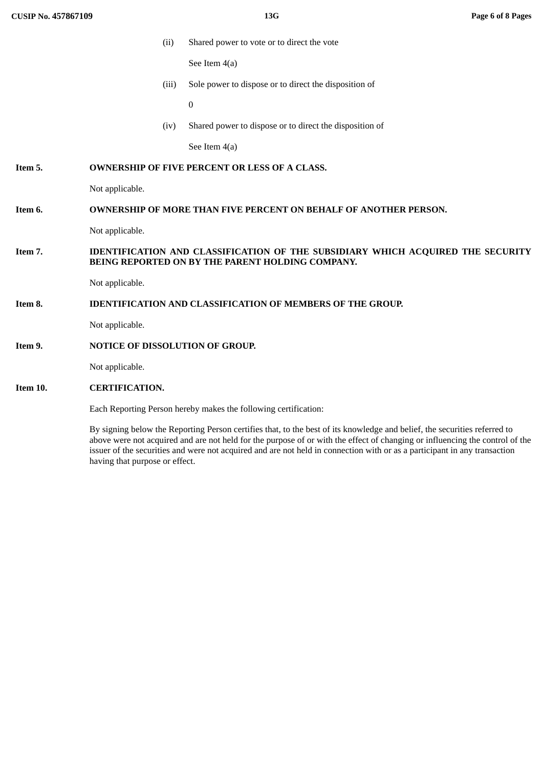(ii) Shared power to vote or to direct the vote

See Item 4(a)

(iii) Sole power to dispose or to direct the disposition of

0

(iv) Shared power to dispose or to direct the disposition of

See Item 4(a)

**Item 5. OWNERSHIP OF FIVE PERCENT OR LESS OF A CLASS.**

Not applicable.

**Item 6. OWNERSHIP OF MORE THAN FIVE PERCENT ON BEHALF OF ANOTHER PERSON.**

Not applicable.

**Item 7. IDENTIFICATION AND CLASSIFICATION OF THE SUBSIDIARY WHICH ACQUIRED THE SECURITY BEING REPORTED ON BY THE PARENT HOLDING COMPANY.**

Not applicable.

**Item 8. IDENTIFICATION AND CLASSIFICATION OF MEMBERS OF THE GROUP.**

Not applicable.

**Item 9. NOTICE OF DISSOLUTION OF GROUP.**

Not applicable.

**Item 10. CERTIFICATION.**

Each Reporting Person hereby makes the following certification:

By signing below the Reporting Person certifies that, to the best of its knowledge and belief, the securities referred to above were not acquired and are not held for the purpose of or with the effect of changing or influencing the control of the issuer of the securities and were not acquired and are not held in connection with or as a participant in any transaction having that purpose or effect.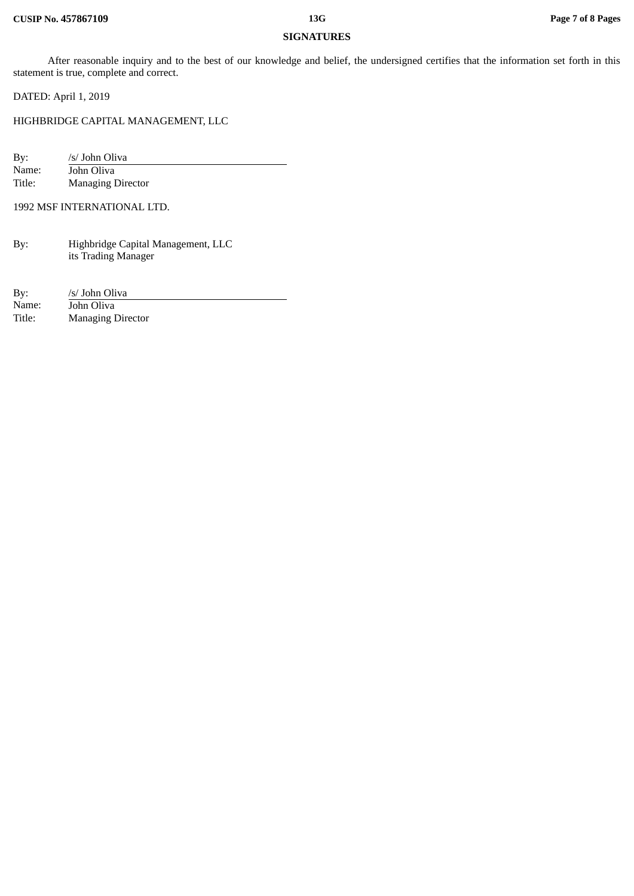## SIGNATURES

After reasonable inquiry and to the best of our knowledge and belief, the undersigned certifies that the information set forth in this statement is true, complete and correct.

DATED: April 1, 2019

HIGHBRIDGE CAPITAL MANAGEMENT, LLC

By: /s/ John Oliva
Name: John Oliva
Title: Managing Director

1992 MSF INTERNATIONAL LTD.

By: Highbridge Capital Management, LLC
its Trading Manager

By: /s/ John Oliva
Name: John Oliva
Title: Managing Director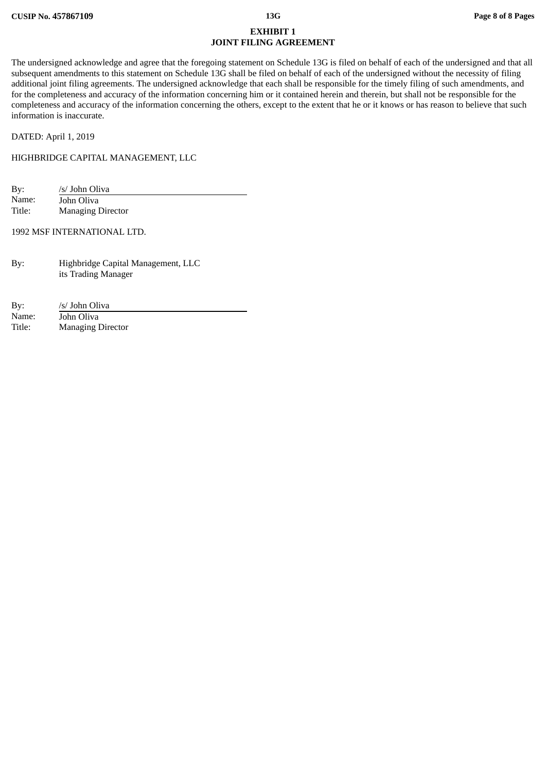**EXHIBIT 1**
**JOINT FILING AGREEMENT**

The undersigned acknowledge and agree that the foregoing statement on Schedule 13G is filed on behalf of each of the undersigned and that all subsequent amendments to this statement on Schedule 13G shall be filed on behalf of each of the undersigned without the necessity of filing additional joint filing agreements. The undersigned acknowledge that each shall be responsible for the timely filing of such amendments, and for the completeness and accuracy of the information concerning him or it contained herein and therein, but shall not be responsible for the completeness and accuracy of the information concerning the others, except to the extent that he or it knows or has reason to believe that such information is inaccurate.

DATED: April 1, 2019

HIGHBRIDGE CAPITAL MANAGEMENT, LLC

By: /s/ John Oliva
Name: John Oliva
Title: Managing Director

1992 MSF INTERNATIONAL LTD.

By: Highbridge Capital Management, LLC
its Trading Manager

By: /s/ John Oliva
Name: John Oliva
Title: Managing Director